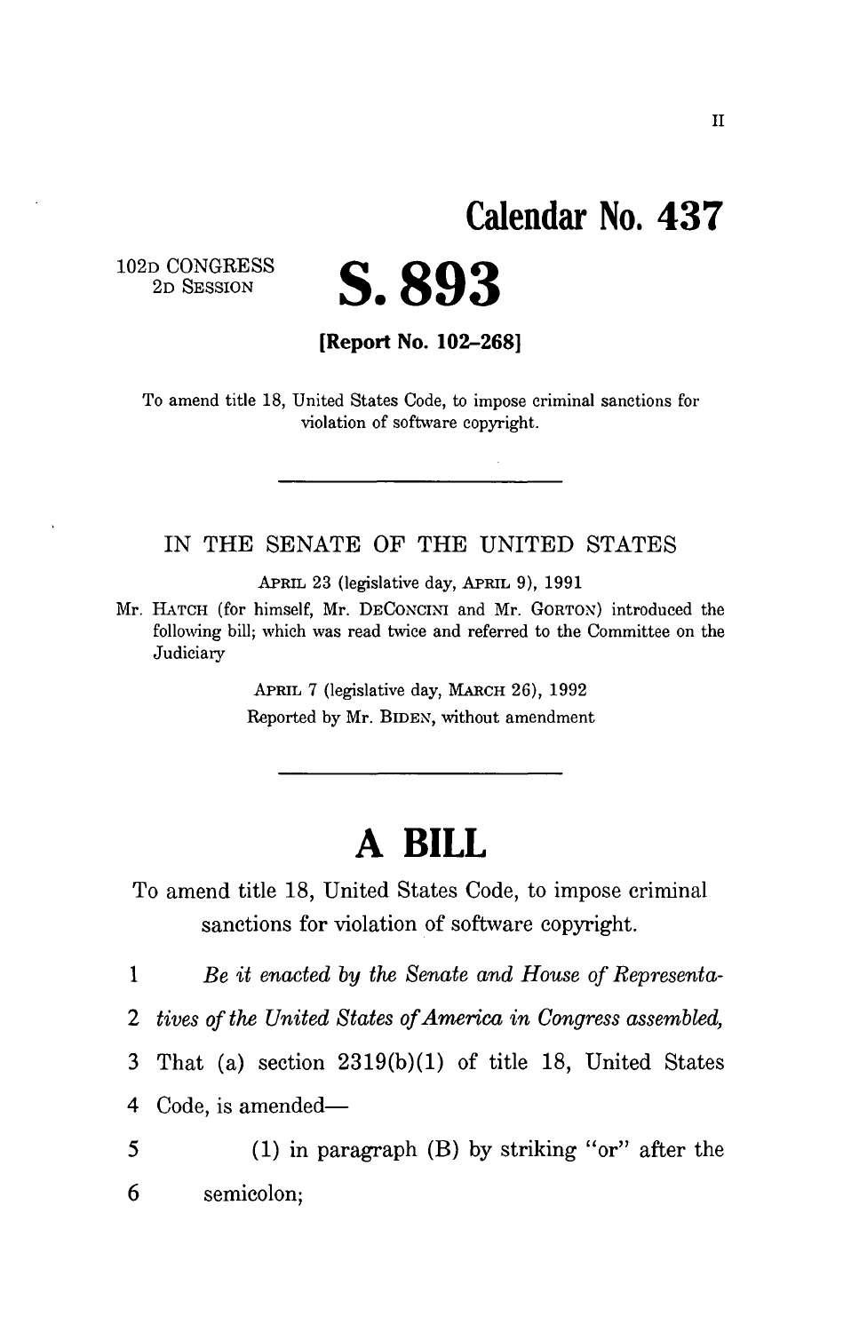II

# Calendar No. 437

102D CONGRESS
2D SESSION

# S. 893

**[Report No. 102–268]**

To amend title 18, United States Code, to impose criminal sanctions for violation of software copyright.

---

IN THE SENATE OF THE UNITED STATES

APRIL 23 (legislative day, APRIL 9), 1991

Mr. HATCH (for himself, Mr. DECONCINI and Mr. GORTON) introduced the following bill; which was read twice and referred to the Committee on the Judiciary

APRIL 7 (legislative day, MARCH 26), 1992

Reported by Mr. BIDEN, without amendment

---

# A BILL

To amend title 18, United States Code, to impose criminal sanctions for violation of software copyright.

1 *Be it enacted by the Senate and House of Representa-*
2 *tives of the United States of America in Congress assembled,*
3 That (a) section 2319(b)(1) of title 18, United States
4 Code, is amended—
5 (1) in paragraph (B) by striking "or" after the
6 semicolon;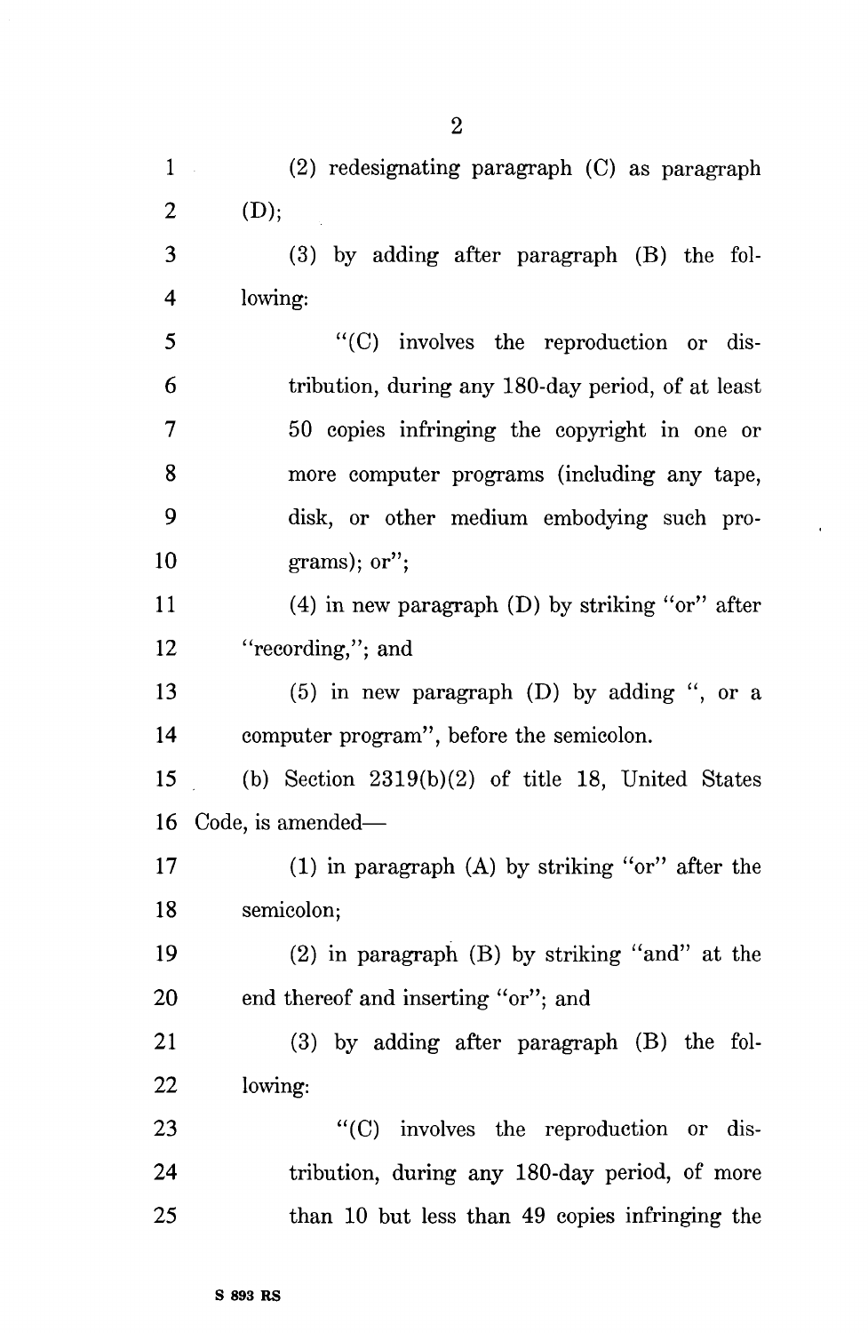(2) redesignating paragraph (C) as paragraph (D);

(3) by adding after paragraph (B) the following:

> "(C) involves the reproduction or distribution, during any 180-day period, of at least 50 copies infringing the copyright in one or more computer programs (including any tape, disk, or other medium embodying such programs); or";

(4) in new paragraph (D) by striking "or" after "recording,"; and

(5) in new paragraph (D) by adding ", or a computer program", before the semicolon.

(b) Section 2319(b)(2) of title 18, United States Code, is amended—

(1) in paragraph (A) by striking "or" after the semicolon;

(2) in paragraph (B) by striking "and" at the end thereof and inserting "or"; and

(3) by adding after paragraph (B) the following:

> "(C) involves the reproduction or distribution, during any 180-day period, of more than 10 but less than 49 copies infringing the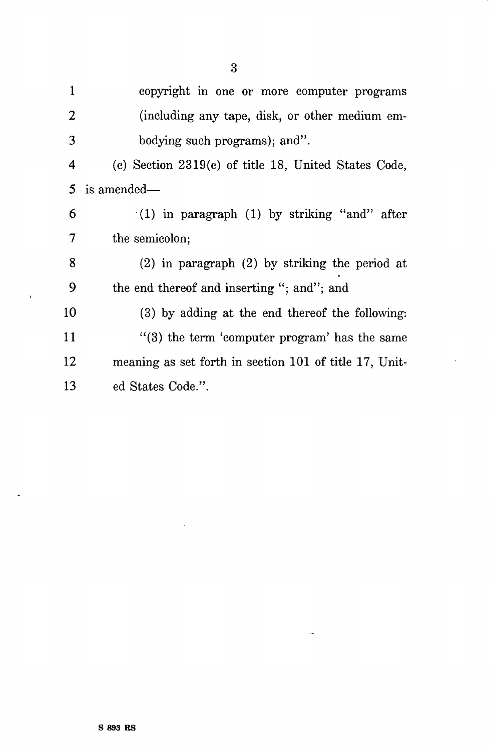copyright in one or more computer programs (including any tape, disk, or other medium embodying such programs); and".

(c) Section 2319(c) of title 18, United States Code, is amended—

(1) in paragraph (1) by striking "and" after the semicolon;

(2) in paragraph (2) by striking the period at the end thereof and inserting "; and"; and

(3) by adding at the end thereof the following:

"(3) the term 'computer program' has the same meaning as set forth in section 101 of title 17, United States Code.".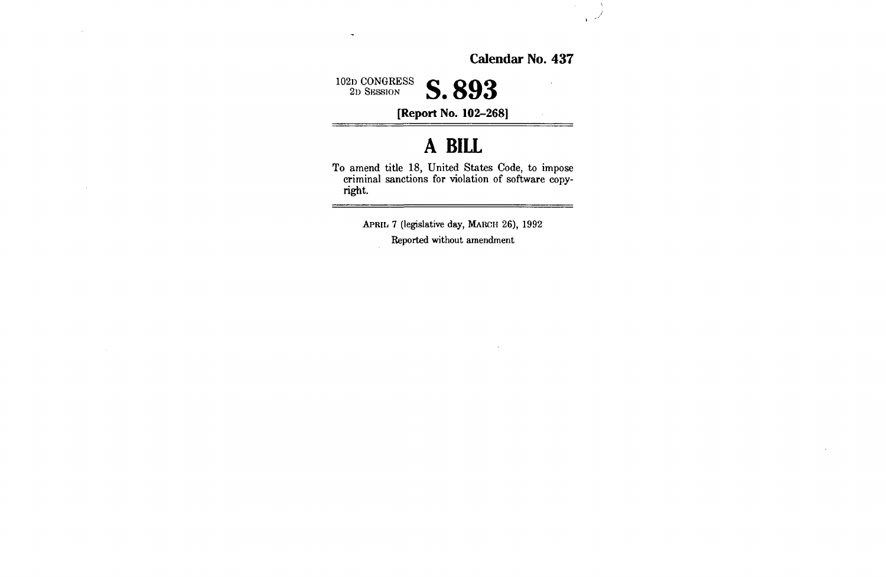**Calendar No. 437**

102D CONGRESS
2D SESSION

# S. 893

**[Report No. 102–268]**

---

# A BILL

To amend title 18, United States Code, to impose criminal sanctions for violation of software copyright.

---

APRIL 7 (legislative day, MARCH 26), 1992

Reported without amendment